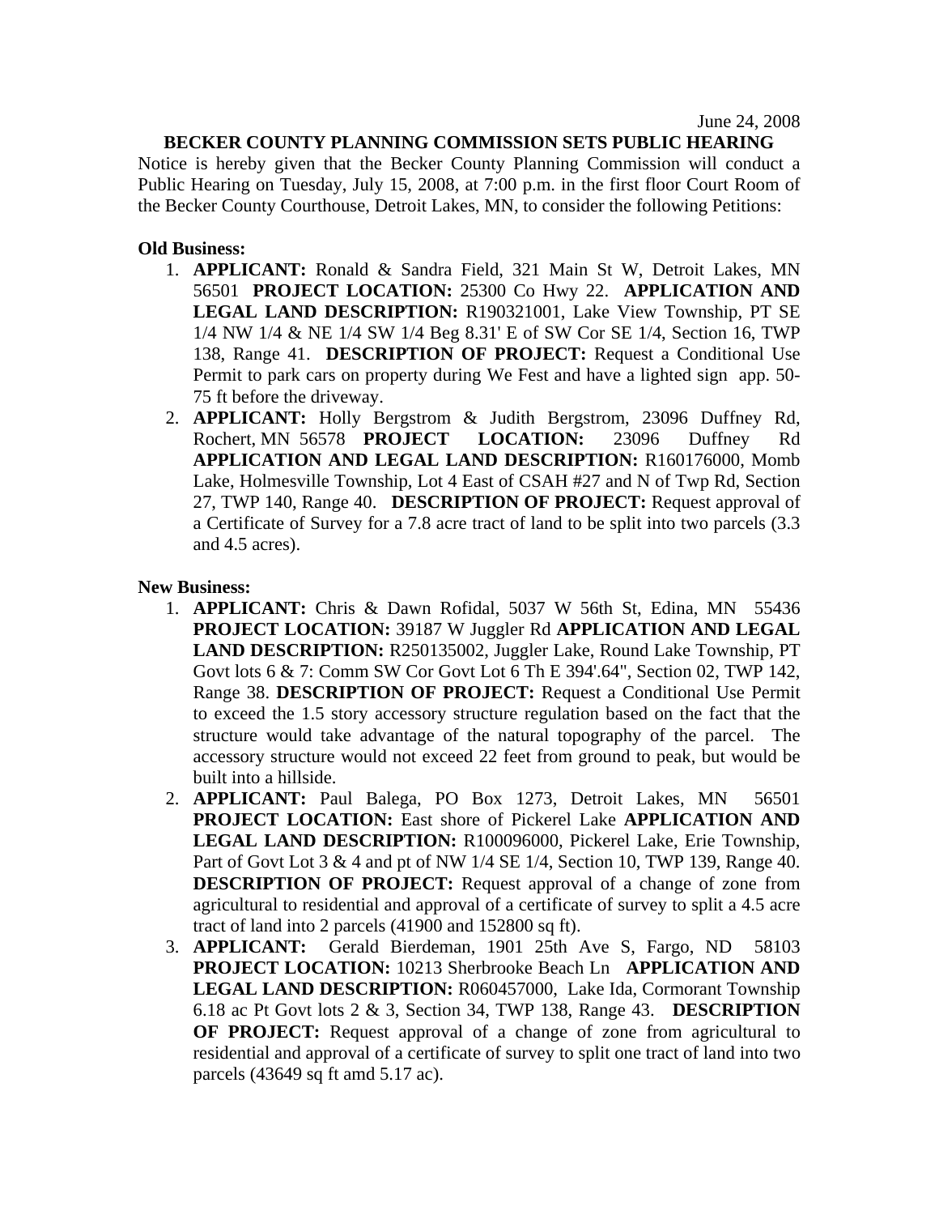June 24, 2008

**BECKER COUNTY PLANNING COMMISSION SETS PUBLIC HEARING**

Notice is hereby given that the Becker County Planning Commission will conduct a Public Hearing on Tuesday, July 15, 2008, at 7:00 p.m. in the first floor Court Room of the Becker County Courthouse, Detroit Lakes, MN, to consider the following Petitions:

**Old Business:**

1. **APPLICANT:** Ronald & Sandra Field, 321 Main St W, Detroit Lakes, MN 56501 **PROJECT LOCATION:** 25300 Co Hwy 22. **APPLICATION AND LEGAL LAND DESCRIPTION:** R190321001, Lake View Township, PT SE 1/4 NW 1/4 & NE 1/4 SW 1/4 Beg 8.31' E of SW Cor SE 1/4, Section 16, TWP 138, Range 41. **DESCRIPTION OF PROJECT:** Request a Conditional Use Permit to park cars on property during We Fest and have a lighted sign app. 50-75 ft before the driveway.
2. **APPLICANT:** Holly Bergstrom & Judith Bergstrom, 23096 Duffney Rd, Rochert, MN 56578 **PROJECT LOCATION:** 23096 Duffney Rd **APPLICATION AND LEGAL LAND DESCRIPTION:** R160176000, Momb Lake, Holmesville Township, Lot 4 East of CSAH #27 and N of Twp Rd, Section 27, TWP 140, Range 40. **DESCRIPTION OF PROJECT:** Request approval of a Certificate of Survey for a 7.8 acre tract of land to be split into two parcels (3.3 and 4.5 acres).

**New Business:**

1. **APPLICANT:** Chris & Dawn Rofidal, 5037 W 56th St, Edina, MN 55436 **PROJECT LOCATION:** 39187 W Juggler Rd **APPLICATION AND LEGAL LAND DESCRIPTION:** R250135002, Juggler Lake, Round Lake Township, PT Govt lots 6 & 7: Comm SW Cor Govt Lot 6 Th E 394'.64", Section 02, TWP 142, Range 38. **DESCRIPTION OF PROJECT:** Request a Conditional Use Permit to exceed the 1.5 story accessory structure regulation based on the fact that the structure would take advantage of the natural topography of the parcel. The accessory structure would not exceed 22 feet from ground to peak, but would be built into a hillside.
2. **APPLICANT:** Paul Balega, PO Box 1273, Detroit Lakes, MN 56501 **PROJECT LOCATION:** East shore of Pickerel Lake **APPLICATION AND LEGAL LAND DESCRIPTION:** R100096000, Pickerel Lake, Erie Township, Part of Govt Lot 3 & 4 and pt of NW 1/4 SE 1/4, Section 10, TWP 139, Range 40. **DESCRIPTION OF PROJECT:** Request approval of a change of zone from agricultural to residential and approval of a certificate of survey to split a 4.5 acre tract of land into 2 parcels (41900 and 152800 sq ft).
3. **APPLICANT:** Gerald Bierdeman, 1901 25th Ave S, Fargo, ND 58103 **PROJECT LOCATION:** 10213 Sherbrooke Beach Ln **APPLICATION AND LEGAL LAND DESCRIPTION:** R060457000, Lake Ida, Cormorant Township 6.18 ac Pt Govt lots 2 & 3, Section 34, TWP 138, Range 43. **DESCRIPTION OF PROJECT:** Request approval of a change of zone from agricultural to residential and approval of a certificate of survey to split one tract of land into two parcels (43649 sq ft amd 5.17 ac).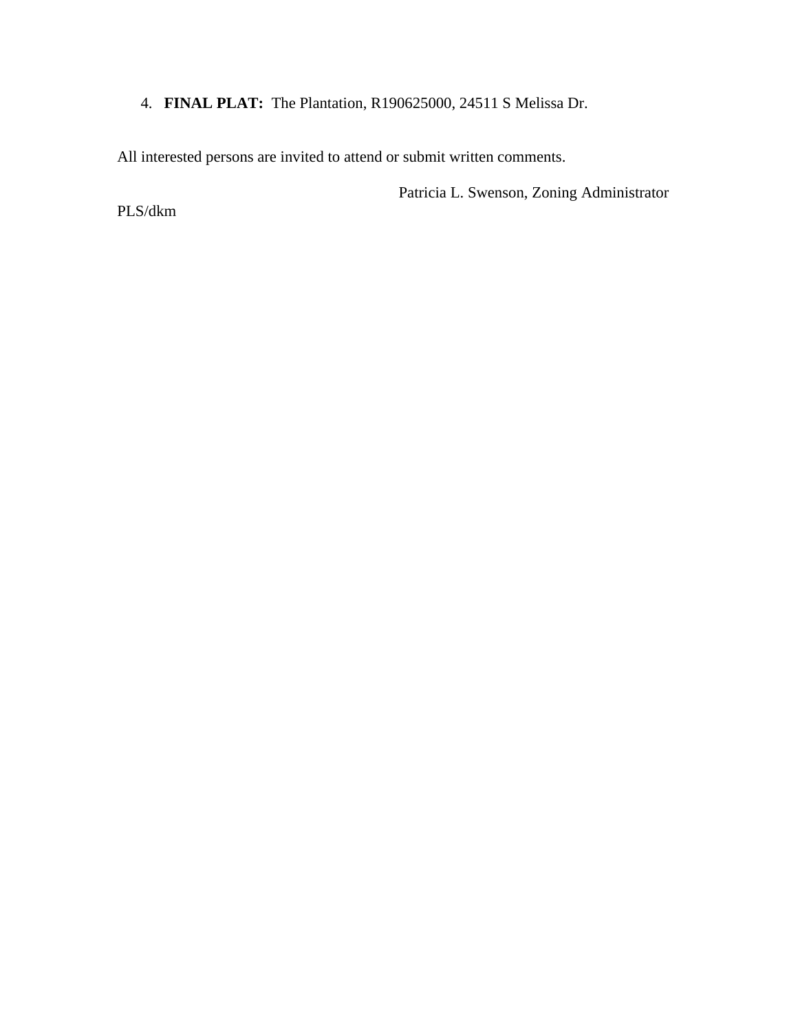4. **FINAL PLAT:** The Plantation, R190625000, 24511 S Melissa Dr.

All interested persons are invited to attend or submit written comments.

Patricia L. Swenson, Zoning Administrator

PLS/dkm